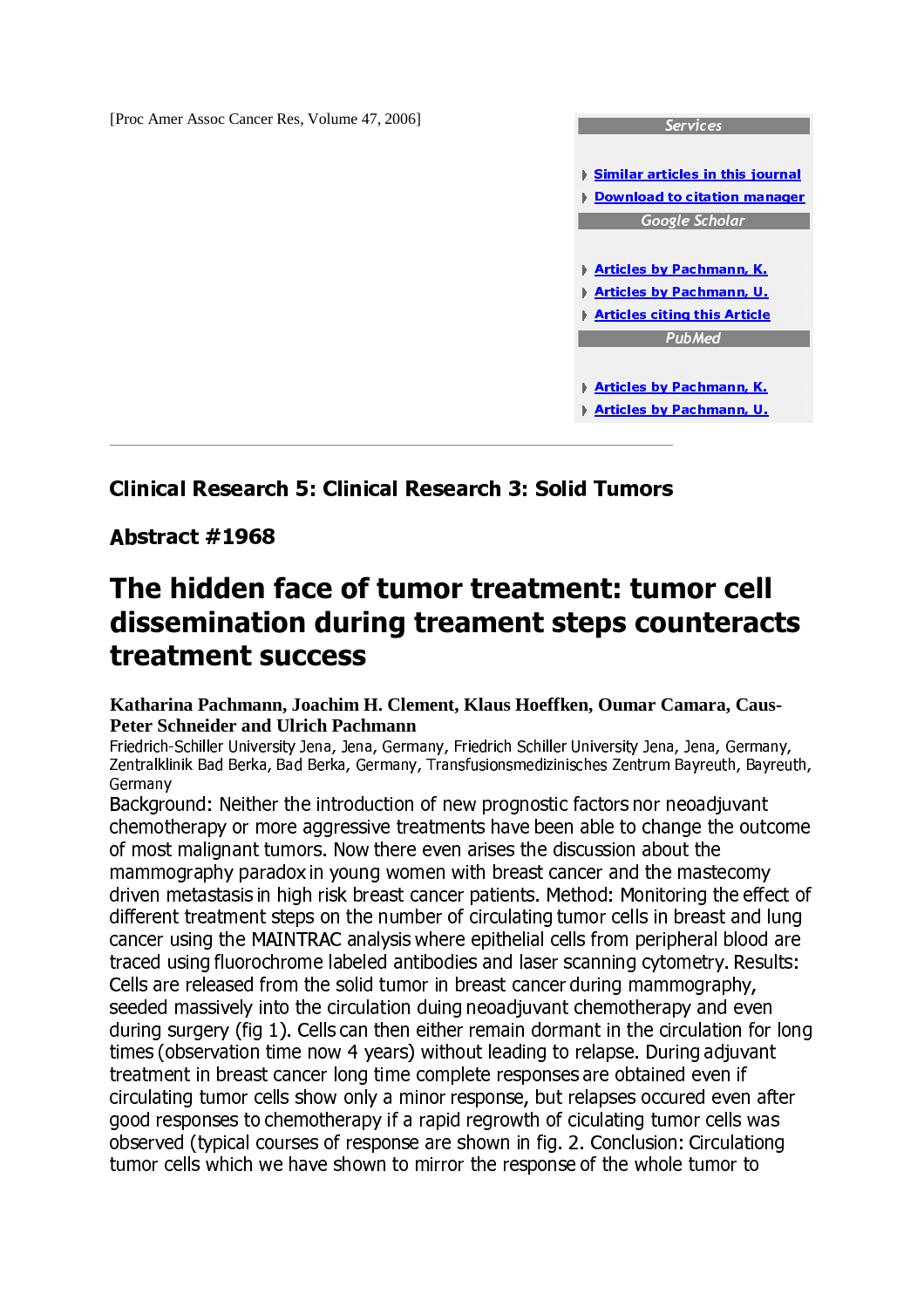[Proc Amer Assoc Cancer Res, Volume 47, 2006]

Services

- Similar articles in this journal
- Download to citation manager

Google Scholar

- Articles by Pachmann, K.
- Articles by Pachmann, U.
- Articles citing this Article

PubMed

- Articles by Pachmann, K.
- Articles by Pachmann, U.

---

### Clinical Research 5: Clinical Research 3: Solid Tumors

### Abstract #1968

# The hidden face of tumor treatment: tumor cell dissemination during treament steps counteracts treatment success

**Katharina Pachmann, Joachim H. Clement, Klaus Hoeffken, Oumar Camara, Caus-Peter Schneider and Ulrich Pachmann**

Friedrich-Schiller University Jena, Jena, Germany, Friedrich Schiller University Jena, Jena, Germany, Zentralklinik Bad Berka, Bad Berka, Germany, Transfusionsmedizinisches Zentrum Bayreuth, Bayreuth, Germany

Background: Neither the introduction of new prognostic factors nor neoadjuvant chemotherapy or more aggressive treatments have been able to change the outcome of most malignant tumors. Now there even arises the discussion about the mammography paradox in young women with breast cancer and the mastecomy driven metastasis in high risk breast cancer patients. Method: Monitoring the effect of different treatment steps on the number of circulating tumor cells in breast and lung cancer using the MAINTRAC analysis where epithelial cells from peripheral blood are traced using fluorochrome labeled antibodies and laser scanning cytometry. Results: Cells are released from the solid tumor in breast cancer during mammography, seeded massively into the circulation duing neoadjuvant chemotherapy and even during surgery (fig 1). Cells can then either remain dormant in the circulation for long times (observation time now 4 years) without leading to relapse. During adjuvant treatment in breast cancer long time complete responses are obtained even if circulating tumor cells show only a minor response, but relapses occured even after good responses to chemotherapy if a rapid regrowth of ciculating tumor cells was observed (typical courses of response are shown in fig. 2. Conclusion: Circulationg tumor cells which we have shown to mirror the response of the whole tumor to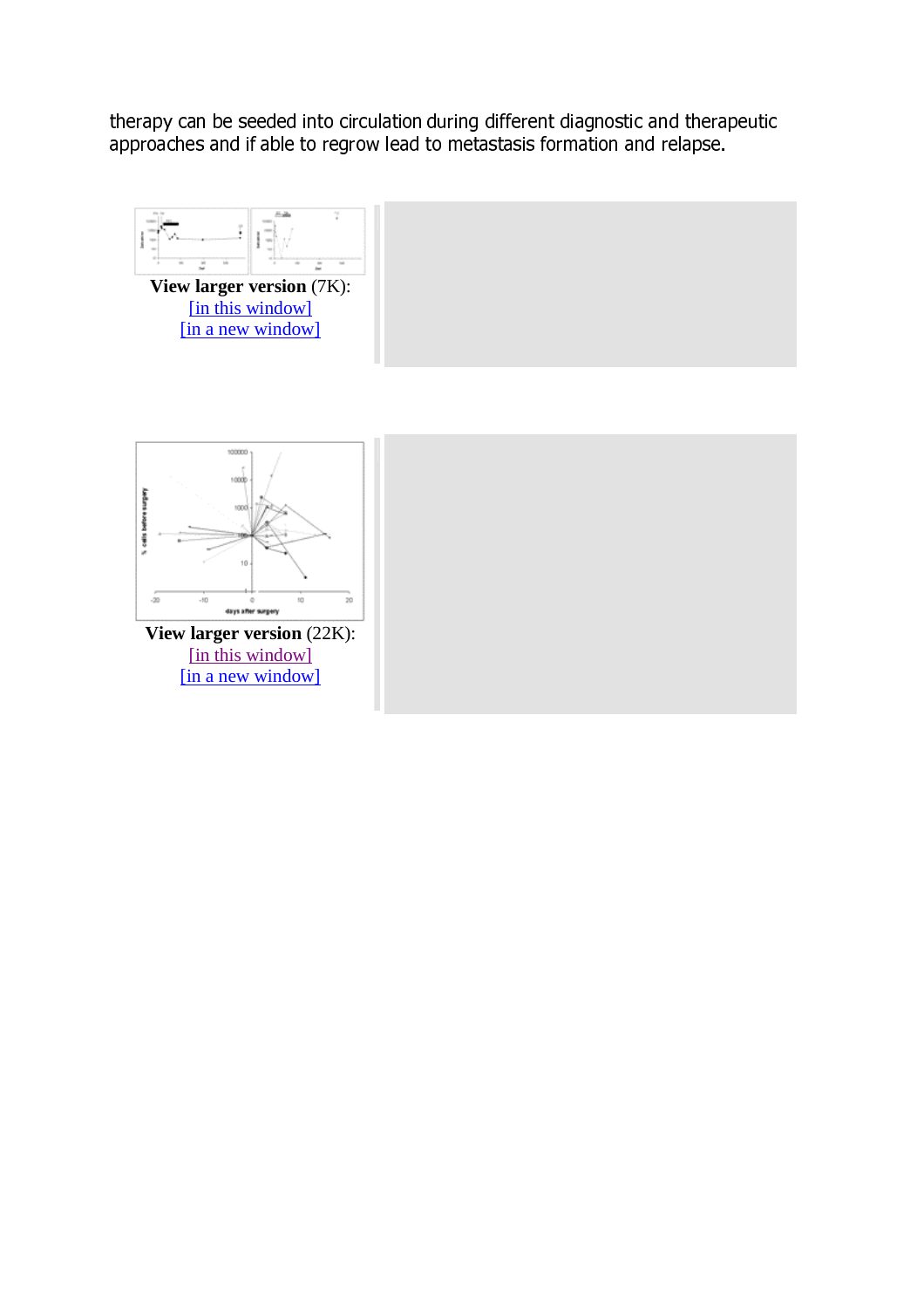therapy can be seeded into circulation during different diagnostic and therapeutic approaches and if able to regrow lead to metastasis formation and relapse.

**View larger version** (7K):
[in this window]
[in a new window]

100000
10000
1000
100
10
% cells before surgery
-20
-10
0
10
20
days after surgery

**View larger version** (22K):
[in this window]
[in a new window]